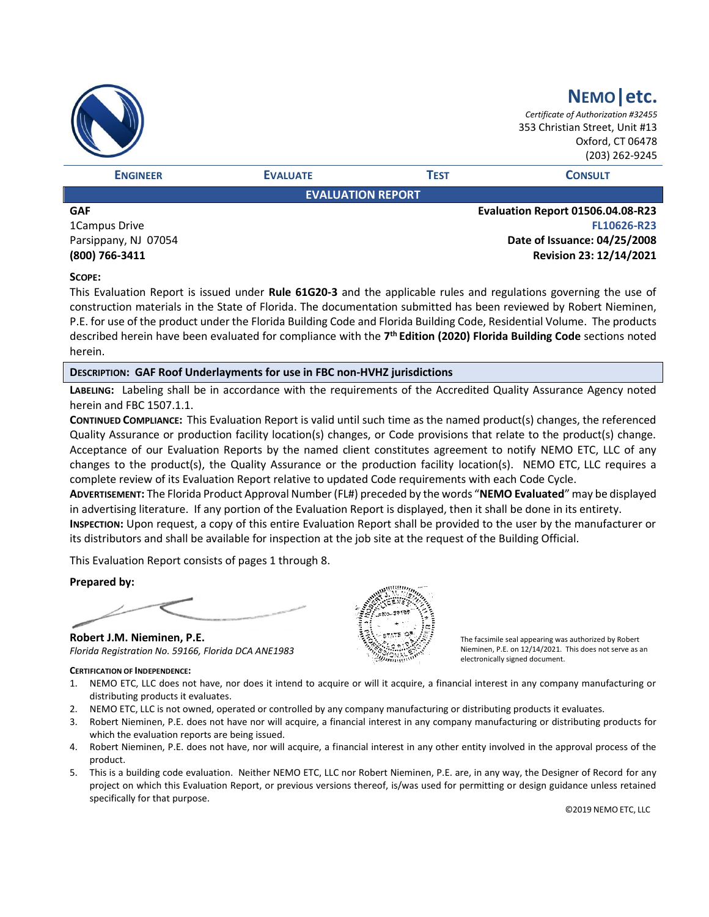# NEMO | etc.

*Certificate of Authorization #32455*
353 Christian Street, Unit #13
Oxford, CT 06478
(203) 262-9245

**ENGINEER** | **EVALUATE** | **TEST** | **CONSULT**

## EVALUATION REPORT

**GAF**
1Campus Drive
Parsippany, NJ 07054
**(800) 766-3411**

**Evaluation Report 01506.04.08-R23**
**FL10626-R23**
**Date of Issuance: 04/25/2008**
**Revision 23: 12/14/2021**

**SCOPE:**

This Evaluation Report is issued under **Rule 61G20-3** and the applicable rules and regulations governing the use of construction materials in the State of Florida. The documentation submitted has been reviewed by Robert Nieminen, P.E. for use of the product under the Florida Building Code and Florida Building Code, Residential Volume. The products described herein have been evaluated for compliance with the **7th Edition (2020) Florida Building Code** sections noted herein.

**DESCRIPTION: GAF Roof Underlayments for use in FBC non-HVHZ jurisdictions**

**LABELING:** Labeling shall be in accordance with the requirements of the Accredited Quality Assurance Agency noted herein and FBC 1507.1.1.

**CONTINUED COMPLIANCE:** This Evaluation Report is valid until such time as the named product(s) changes, the referenced Quality Assurance or production facility location(s) changes, or Code provisions that relate to the product(s) change. Acceptance of our Evaluation Reports by the named client constitutes agreement to notify NEMO ETC, LLC of any changes to the product(s), the Quality Assurance or the production facility location(s). NEMO ETC, LLC requires a complete review of its Evaluation Report relative to updated Code requirements with each Code Cycle.

**ADVERTISEMENT:** The Florida Product Approval Number (FL#) preceded by the words "**NEMO Evaluated**" may be displayed in advertising literature. If any portion of the Evaluation Report is displayed, then it shall be done in its entirety.

**INSPECTION:** Upon request, a copy of this entire Evaluation Report shall be provided to the user by the manufacturer or its distributors and shall be available for inspection at the job site at the request of the Building Official.

This Evaluation Report consists of pages 1 through 8.

**Prepared by:**

**Robert J.M. Nieminen, P.E.**
*Florida Registration No. 59166, Florida DCA ANE1983*

The facsimile seal appearing was authorized by Robert Nieminen, P.E. on 12/14/2021. This does not serve as an electronically signed document.

**CERTIFICATION OF INDEPENDENCE:**

1. NEMO ETC, LLC does not have, nor does it intend to acquire or will it acquire, a financial interest in any company manufacturing or distributing products it evaluates.
2. NEMO ETC, LLC is not owned, operated or controlled by any company manufacturing or distributing products it evaluates.
3. Robert Nieminen, P.E. does not have nor will acquire, a financial interest in any company manufacturing or distributing products for which the evaluation reports are being issued.
4. Robert Nieminen, P.E. does not have, nor will acquire, a financial interest in any other entity involved in the approval process of the product.
5. This is a building code evaluation. Neither NEMO ETC, LLC nor Robert Nieminen, P.E. are, in any way, the Designer of Record for any project on which this Evaluation Report, or previous versions thereof, is/was used for permitting or design guidance unless retained specifically for that purpose.

©2019 NEMO ETC, LLC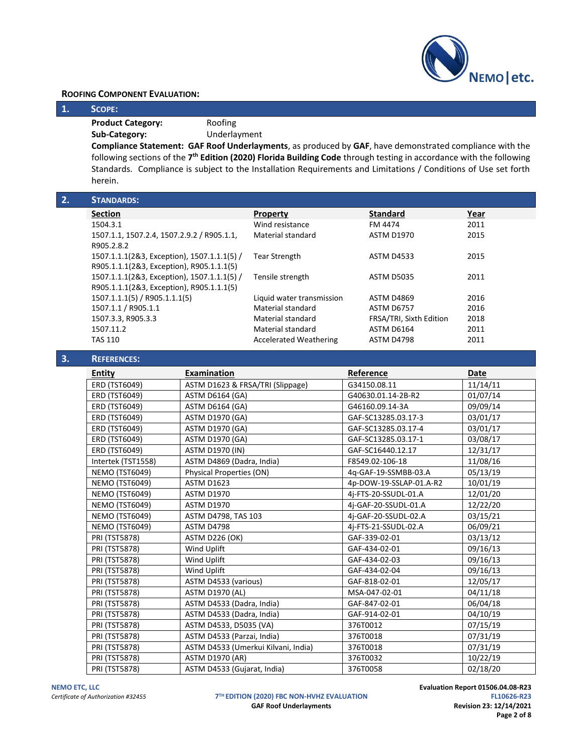## ROOFING COMPONENT EVALUATION:

## 1. SCOPE:

**Product Category:** Roofing

**Sub-Category:** Underlayment

**Compliance Statement: GAF Roof Underlayments**, as produced by **GAF**, have demonstrated compliance with the following sections of the **7th Edition (2020) Florida Building Code** through testing in accordance with the following Standards. Compliance is subject to the Installation Requirements and Limitations / Conditions of Use set forth herein.

## 2. STANDARDS:

| Section | Property | Standard | Year |
|---|---|---|---|
| 1504.3.1 | Wind resistance | FM 4474 | 2011 |
| 1507.1.1, 1507.2.4, 1507.2.9.2 / R905.1.1, R905.2.8.2 | Material standard | ASTM D1970 | 2015 |
| 1507.1.1.1(2&3, Exception), 1507.1.1.1(5) / R905.1.1.1(2&3, Exception), R905.1.1.1(5) | Tear Strength | ASTM D4533 | 2015 |
| 1507.1.1.1(2&3, Exception), 1507.1.1.1(5) / R905.1.1.1(2&3, Exception), R905.1.1.1(5) | Tensile strength | ASTM D5035 | 2011 |
| 1507.1.1.1(5) / R905.1.1.1(5) | Liquid water transmission | ASTM D4869 | 2016 |
| 1507.1.1 / R905.1.1 | Material standard | ASTM D6757 | 2016 |
| 1507.3.3, R905.3.3 | Material standard | FRSA/TRI, Sixth Edition | 2018 |
| 1507.11.2 | Material standard | ASTM D6164 | 2011 |
| TAS 110 | Accelerated Weathering | ASTM D4798 | 2011 |

## 3. REFERENCES:

| Entity | Examination | Reference | Date |
|---|---|---|---|
| ERD (TST6049) | ASTM D1623 & FRSA/TRI (Slippage) | G34150.08.11 | 11/14/11 |
| ERD (TST6049) | ASTM D6164 (GA) | G40630.01.14-2B-R2 | 01/07/14 |
| ERD (TST6049) | ASTM D6164 (GA) | G46160.09.14-3A | 09/09/14 |
| ERD (TST6049) | ASTM D1970 (GA) | GAF-SC13285.03.17-3 | 03/01/17 |
| ERD (TST6049) | ASTM D1970 (GA) | GAF-SC13285.03.17-4 | 03/01/17 |
| ERD (TST6049) | ASTM D1970 (GA) | GAF-SC13285.03.17-1 | 03/08/17 |
| ERD (TST6049) | ASTM D1970 (IN) | GAF-SC16440.12.17 | 12/31/17 |
| Intertek (TST1558) | ASTM D4869 (Dadra, India) | F8549.02-106-18 | 11/08/16 |
| NEMO (TST6049) | Physical Properties (ON) | 4q-GAF-19-SSMBB-03.A | 05/13/19 |
| NEMO (TST6049) | ASTM D1623 | 4p-DOW-19-SSLAP-01.A-R2 | 10/01/19 |
| NEMO (TST6049) | ASTM D1970 | 4j-FTS-20-SSUDL-01.A | 12/01/20 |
| NEMO (TST6049) | ASTM D1970 | 4j-GAF-20-SSUDL-01.A | 12/22/20 |
| NEMO (TST6049) | ASTM D4798, TAS 103 | 4j-GAF-20-SSUDL-02.A | 03/15/21 |
| NEMO (TST6049) | ASTM D4798 | 4j-FTS-21-SSUDL-02.A | 06/09/21 |
| PRI (TST5878) | ASTM D226 (OK) | GAF-339-02-01 | 03/13/12 |
| PRI (TST5878) | Wind Uplift | GAF-434-02-01 | 09/16/13 |
| PRI (TST5878) | Wind Uplift | GAF-434-02-03 | 09/16/13 |
| PRI (TST5878) | Wind Uplift | GAF-434-02-04 | 09/16/13 |
| PRI (TST5878) | ASTM D4533 (various) | GAF-818-02-01 | 12/05/17 |
| PRI (TST5878) | ASTM D1970 (AL) | MSA-047-02-01 | 04/11/18 |
| PRI (TST5878) | ASTM D4533 (Dadra, India) | GAF-847-02-01 | 06/04/18 |
| PRI (TST5878) | ASTM D4533 (Dadra, India) | GAF-914-02-01 | 04/10/19 |
| PRI (TST5878) | ASTM D4533, D5035 (VA) | 376T0012 | 07/15/19 |
| PRI (TST5878) | ASTM D4533 (Parzai, India) | 376T0018 | 07/31/19 |
| PRI (TST5878) | ASTM D4533 (Umerkui Kilvani, India) | 376T0018 | 07/31/19 |
| PRI (TST5878) | ASTM D1970 (AR) | 376T0032 | 10/22/19 |
| PRI (TST5878) | ASTM D4533 (Gujarat, India) | 376T0058 | 02/18/20 |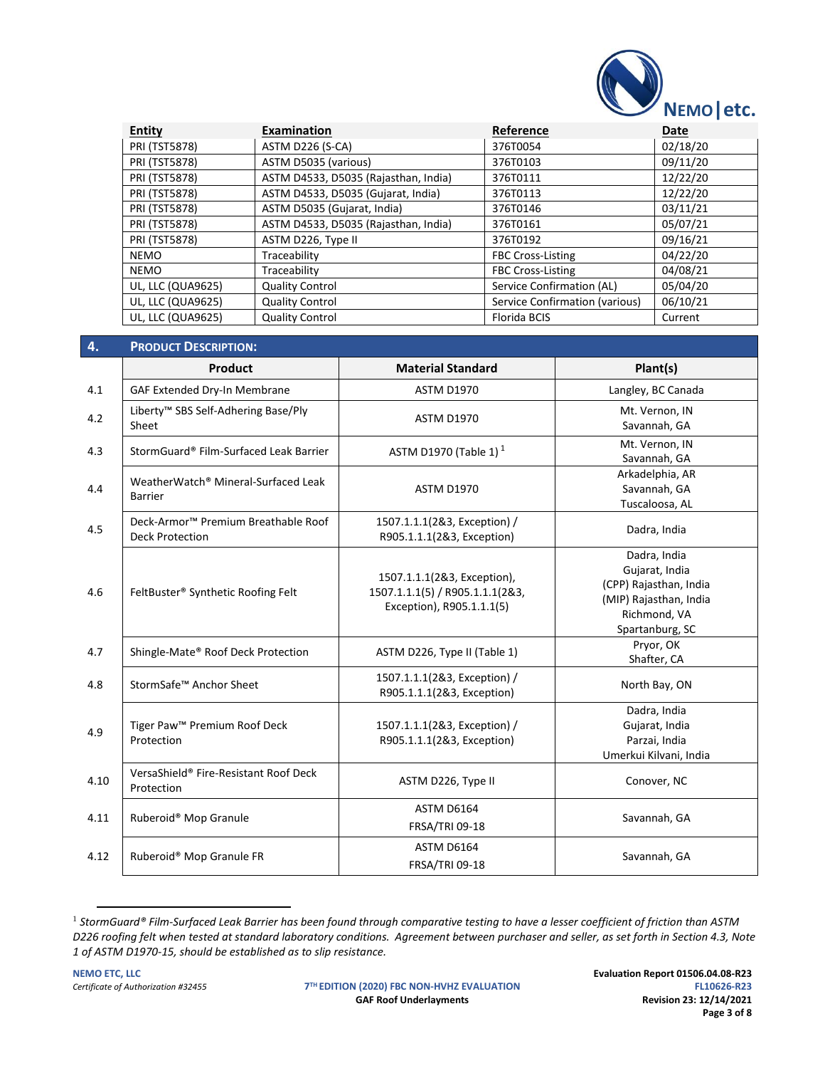| Entity | Examination | Reference | Date |
|---|---|---|---|
| PRI (TST5878) | ASTM D226 (S-CA) | 376T0054 | 02/18/20 |
| PRI (TST5878) | ASTM D5035 (various) | 376T0103 | 09/11/20 |
| PRI (TST5878) | ASTM D4533, D5035 (Rajasthan, India) | 376T0111 | 12/22/20 |
| PRI (TST5878) | ASTM D4533, D5035 (Gujarat, India) | 376T0113 | 12/22/20 |
| PRI (TST5878) | ASTM D5035 (Gujarat, India) | 376T0146 | 03/11/21 |
| PRI (TST5878) | ASTM D4533, D5035 (Rajasthan, India) | 376T0161 | 05/07/21 |
| PRI (TST5878) | ASTM D226, Type II | 376T0192 | 09/16/21 |
| NEMO | Traceability | FBC Cross-Listing | 04/22/20 |
| NEMO | Traceability | FBC Cross-Listing | 04/08/21 |
| UL, LLC (QUA9625) | Quality Control | Service Confirmation (AL) | 05/04/20 |
| UL, LLC (QUA9625) | Quality Control | Service Confirmation (various) | 06/10/21 |
| UL, LLC (QUA9625) | Quality Control | Florida BCIS | Current |

## 4. PRODUCT DESCRIPTION:

| | Product | Material Standard | Plant(s) |
|---|---|---|---|
| 4.1 | GAF Extended Dry-In Membrane | ASTM D1970 | Langley, BC Canada |
| 4.2 | Liberty™ SBS Self-Adhering Base/Ply Sheet | ASTM D1970 | Mt. Vernon, IN<br>Savannah, GA |
| 4.3 | StormGuard® Film-Surfaced Leak Barrier | ASTM D1970 (Table 1) [1] | Mt. Vernon, IN<br>Savannah, GA |
| 4.4 | WeatherWatch® Mineral-Surfaced Leak Barrier | ASTM D1970 | Arkadelphia, AR<br>Savannah, GA<br>Tuscaloosa, AL |
| 4.5 | Deck-Armor™ Premium Breathable Roof Deck Protection | 1507.1.1.1(2&3, Exception) / R905.1.1.1(2&3, Exception) | Dadra, India |
| 4.6 | FeltBuster® Synthetic Roofing Felt | 1507.1.1.1(2&3, Exception), 1507.1.1.1(5) / R905.1.1.1(2&3, Exception), R905.1.1.1(5) | Dadra, India<br>Gujarat, India<br>(CPP) Rajasthan, India<br>(MIP) Rajasthan, India<br>Richmond, VA<br>Spartanburg, SC |
| 4.7 | Shingle-Mate® Roof Deck Protection | ASTM D226, Type II (Table 1) | Pryor, OK<br>Shafter, CA |
| 4.8 | StormSafe™ Anchor Sheet | 1507.1.1.1(2&3, Exception) / R905.1.1.1(2&3, Exception) | North Bay, ON |
| 4.9 | Tiger Paw™ Premium Roof Deck Protection | 1507.1.1.1(2&3, Exception) / R905.1.1.1(2&3, Exception) | Dadra, India<br>Gujarat, India<br>Parzai, India<br>Umerkui Kilvani, India |
| 4.10 | VersaShield® Fire-Resistant Roof Deck Protection | ASTM D226, Type II | Conover, NC |
| 4.11 | Ruberoid® Mop Granule | ASTM D6164<br>FRSA/TRI 09-18 | Savannah, GA |
| 4.12 | Ruberoid® Mop Granule FR | ASTM D6164<br>FRSA/TRI 09-18 | Savannah, GA |

[1] *StormGuard® Film-Surfaced Leak Barrier has been found through comparative testing to have a lesser coefficient of friction than ASTM D226 roofing felt when tested at standard laboratory conditions. Agreement between purchaser and seller, as set forth in Section 4.3, Note 1 of ASTM D1970-15, should be established as to slip resistance.*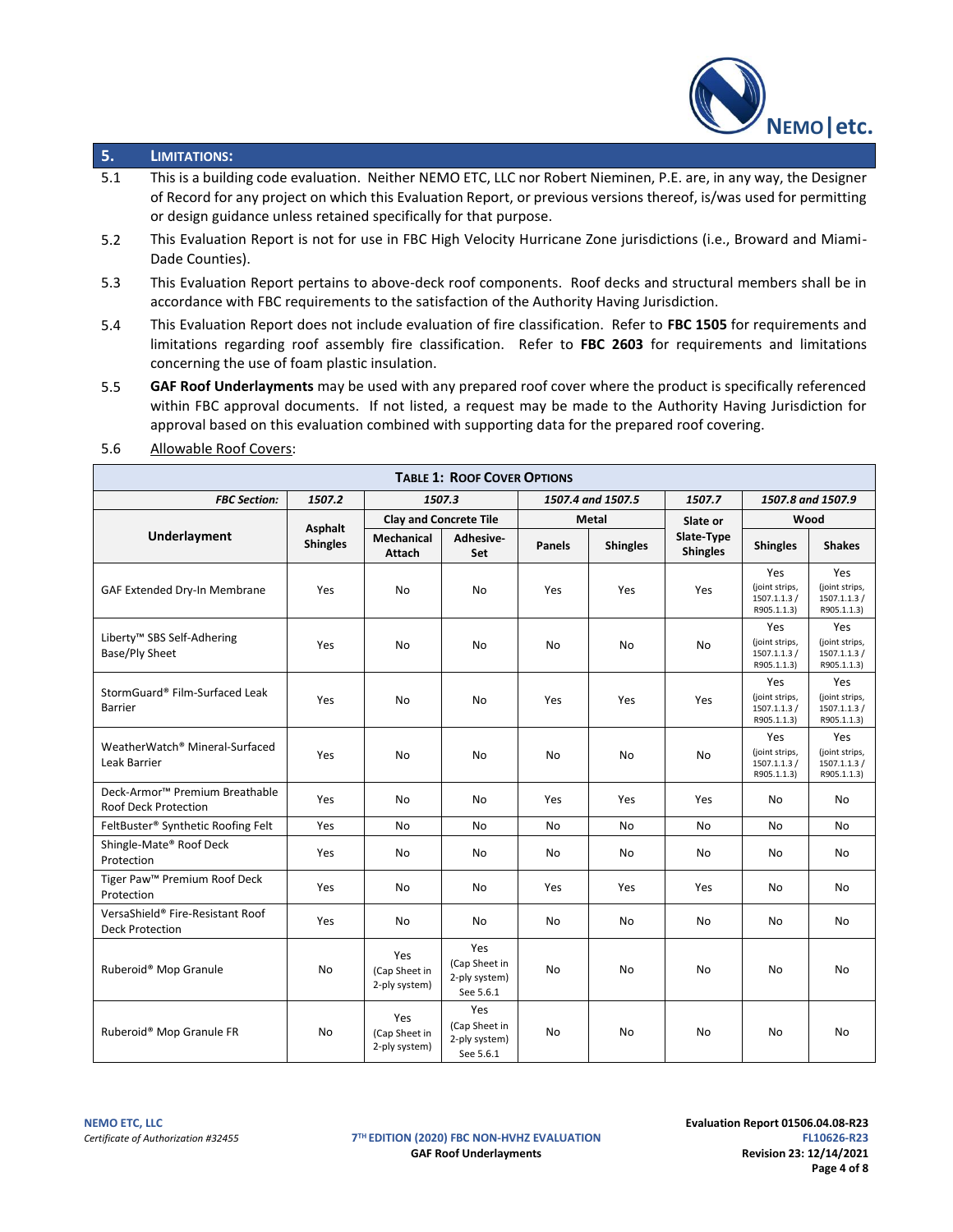## 5. LIMITATIONS:

5.1 This is a building code evaluation. Neither NEMO ETC, LLC nor Robert Nieminen, P.E. are, in any way, the Designer of Record for any project on which this Evaluation Report, or previous versions thereof, is/was used for permitting or design guidance unless retained specifically for that purpose.

5.2 This Evaluation Report is not for use in FBC High Velocity Hurricane Zone jurisdictions (i.e., Broward and Miami-Dade Counties).

5.3 This Evaluation Report pertains to above-deck roof components. Roof decks and structural members shall be in accordance with FBC requirements to the satisfaction of the Authority Having Jurisdiction.

5.4 This Evaluation Report does not include evaluation of fire classification. Refer to **FBC 1505** for requirements and limitations regarding roof assembly fire classification. Refer to **FBC 2603** for requirements and limitations concerning the use of foam plastic insulation.

5.5 **GAF Roof Underlayments** may be used with any prepared roof cover where the product is specifically referenced within FBC approval documents. If not listed, a request may be made to the Authority Having Jurisdiction for approval based on this evaluation combined with supporting data for the prepared roof covering.

5.6 Allowable Roof Covers:

**TABLE 1: ROOF COVER OPTIONS**

| *FBC Section:* | *1507.2* | *1507.3* | | *1507.4 and 1507.5* | | *1507.7* | *1507.8 and 1507.9* | |
|---|---|---|---|---|---|---|---|---|
| **Underlayment** | **Asphalt Shingles** | **Clay and Concrete Tile** | | **Metal** | | **Slate or Slate-Type Shingles** | **Wood** | |
| | | **Mechanical Attach** | **Adhesive-Set** | **Panels** | **Shingles** | | **Shingles** | **Shakes** |
| GAF Extended Dry-In Membrane | Yes | No | No | Yes | Yes | Yes | Yes (joint strips, 1507.1.1.3 / R905.1.1.3) | Yes (joint strips, 1507.1.1.3 / R905.1.1.3) |
| Liberty™ SBS Self-Adhering Base/Ply Sheet | Yes | No | No | No | No | No | Yes (joint strips, 1507.1.1.3 / R905.1.1.3) | Yes (joint strips, 1507.1.1.3 / R905.1.1.3) |
| StormGuard® Film-Surfaced Leak Barrier | Yes | No | No | Yes | Yes | Yes | Yes (joint strips, 1507.1.1.3 / R905.1.1.3) | Yes (joint strips, 1507.1.1.3 / R905.1.1.3) |
| WeatherWatch® Mineral-Surfaced Leak Barrier | Yes | No | No | No | No | No | Yes (joint strips, 1507.1.1.3 / R905.1.1.3) | Yes (joint strips, 1507.1.1.3 / R905.1.1.3) |
| Deck-Armor™ Premium Breathable Roof Deck Protection | Yes | No | No | Yes | Yes | Yes | No | No |
| FeltBuster® Synthetic Roofing Felt | Yes | No | No | No | No | No | No | No |
| Shingle-Mate® Roof Deck Protection | Yes | No | No | No | No | No | No | No |
| Tiger Paw™ Premium Roof Deck Protection | Yes | No | No | Yes | Yes | Yes | No | No |
| VersaShield® Fire-Resistant Roof Deck Protection | Yes | No | No | No | No | No | No | No |
| Ruberoid® Mop Granule | No | Yes (Cap Sheet in 2-ply system) | Yes (Cap Sheet in 2-ply system) See 5.6.1 | No | No | No | No | No |
| Ruberoid® Mop Granule FR | No | Yes (Cap Sheet in 2-ply system) | Yes (Cap Sheet in 2-ply system) See 5.6.1 | No | No | No | No | No |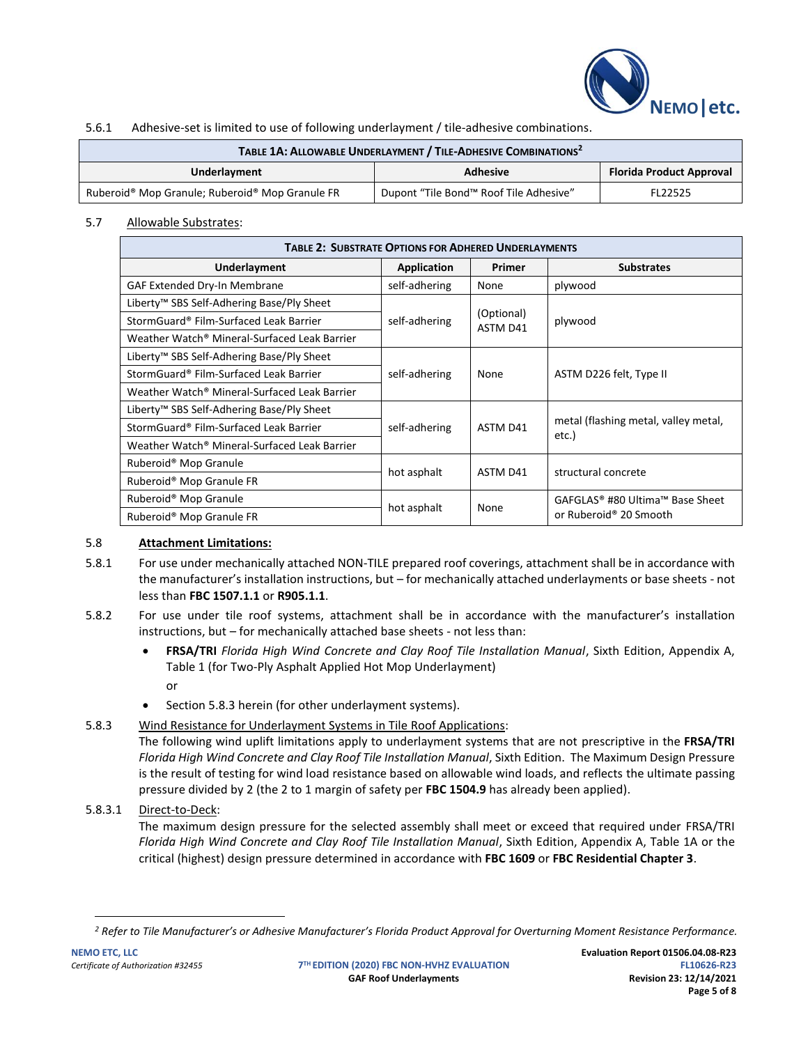5.6.1 Adhesive-set is limited to use of following underlayment / tile-adhesive combinations.

| **TABLE 1A: ALLOWABLE UNDERLAYMENT / TILE-ADHESIVE COMBINATIONS**[2] | | |
|---|---|---|
| **Underlayment** | **Adhesive** | **Florida Product Approval** |
| Ruberoid® Mop Granule; Ruberoid® Mop Granule FR | Dupont "Tile Bond™ Roof Tile Adhesive" | FL22525 |

5.7 Allowable Substrates:

| **TABLE 2: SUBSTRATE OPTIONS FOR ADHERED UNDERLAYMENTS** | | | |
|---|---|---|---|
| **Underlayment** | **Application** | **Primer** | **Substrates** |
| GAF Extended Dry-In Membrane | self-adhering | None | plywood |
| Liberty™ SBS Self-Adhering Base/Ply Sheet | self-adhering | (Optional) ASTM D41 | plywood |
| StormGuard® Film-Surfaced Leak Barrier | | | |
| Weather Watch® Mineral-Surfaced Leak Barrier | | | |
| Liberty™ SBS Self-Adhering Base/Ply Sheet | self-adhering | None | ASTM D226 felt, Type II |
| StormGuard® Film-Surfaced Leak Barrier | | | |
| Weather Watch® Mineral-Surfaced Leak Barrier | | | |
| Liberty™ SBS Self-Adhering Base/Ply Sheet | self-adhering | ASTM D41 | metal (flashing metal, valley metal, etc.) |
| StormGuard® Film-Surfaced Leak Barrier | | | |
| Weather Watch® Mineral-Surfaced Leak Barrier | | | |
| Ruberoid® Mop Granule | hot asphalt | ASTM D41 | structural concrete |
| Ruberoid® Mop Granule FR | | | |
| Ruberoid® Mop Granule | hot asphalt | None | GAFGLAS® #80 Ultima™ Base Sheet or Ruberoid® 20 Smooth |
| Ruberoid® Mop Granule FR | | | |

5.8 **Attachment Limitations:**

5.8.1 For use under mechanically attached NON-TILE prepared roof coverings, attachment shall be in accordance with the manufacturer's installation instructions, but – for mechanically attached underlayments or base sheets - not less than **FBC 1507.1.1** or **R905.1.1**.

5.8.2 For use under tile roof systems, attachment shall be in accordance with the manufacturer's installation instructions, but – for mechanically attached base sheets - not less than:

- **FRSA/TRI** *Florida High Wind Concrete and Clay Roof Tile Installation Manual*, Sixth Edition, Appendix A, Table 1 (for Two-Ply Asphalt Applied Hot Mop Underlayment)

  or

- Section 5.8.3 herein (for other underlayment systems).

5.8.3 Wind Resistance for Underlayment Systems in Tile Roof Applications:

The following wind uplift limitations apply to underlayment systems that are not prescriptive in the **FRSA/TRI** *Florida High Wind Concrete and Clay Roof Tile Installation Manual*, Sixth Edition. The Maximum Design Pressure is the result of testing for wind load resistance based on allowable wind loads, and reflects the ultimate passing pressure divided by 2 (the 2 to 1 margin of safety per **FBC 1504.9** has already been applied).

5.8.3.1 Direct-to-Deck:

The maximum design pressure for the selected assembly shall meet or exceed that required under FRSA/TRI *Florida High Wind Concrete and Clay Roof Tile Installation Manual*, Sixth Edition, Appendix A, Table 1A or the critical (highest) design pressure determined in accordance with **FBC 1609** or **FBC Residential Chapter 3**.

---

[2] *Refer to Tile Manufacturer's or Adhesive Manufacturer's Florida Product Approval for Overturning Moment Resistance Performance.*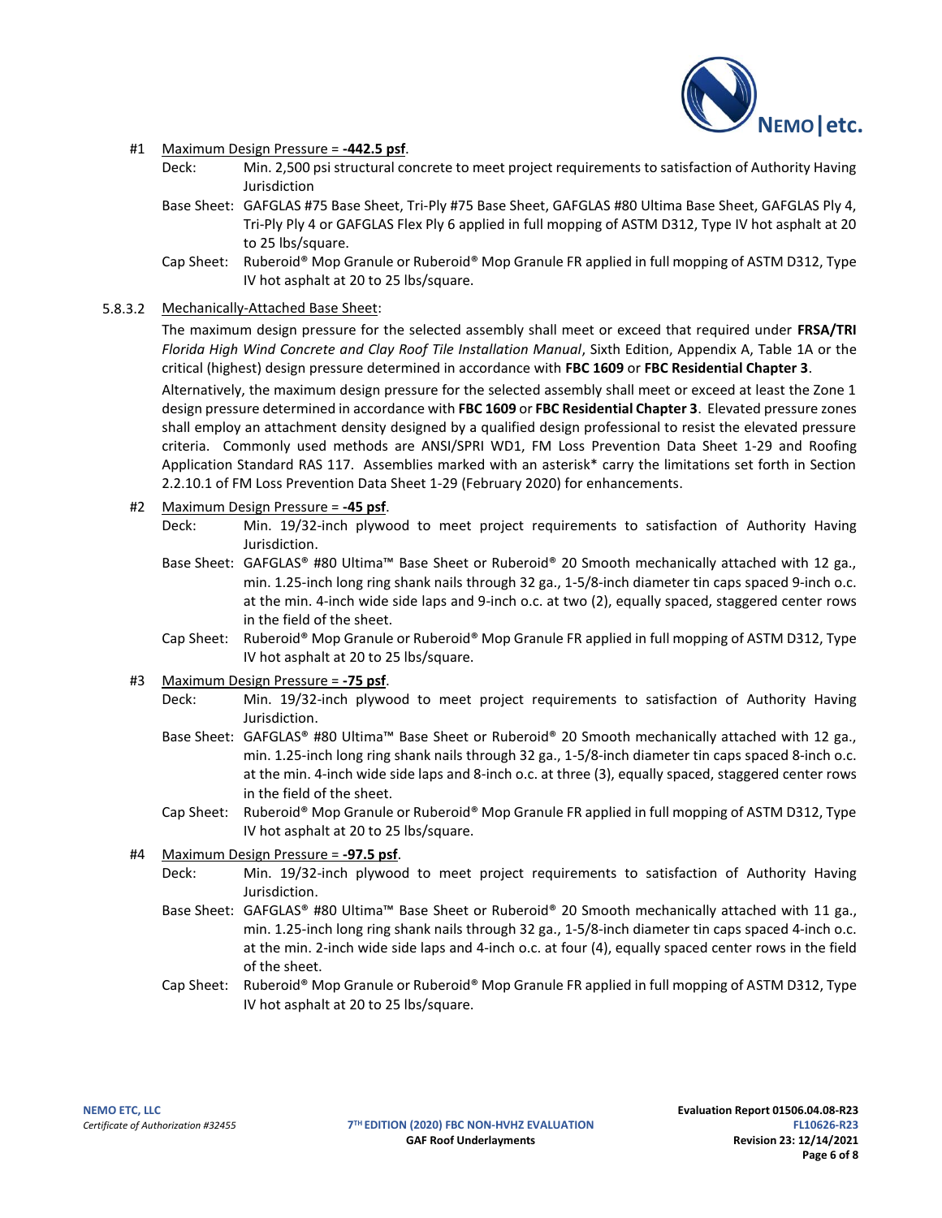#1 Maximum Design Pressure = **-442.5 psf**.

Deck: Min. 2,500 psi structural concrete to meet project requirements to satisfaction of Authority Having Jurisdiction

Base Sheet: GAFGLAS #75 Base Sheet, Tri-Ply #75 Base Sheet, GAFGLAS #80 Ultima Base Sheet, GAFGLAS Ply 4, Tri-Ply Ply 4 or GAFGLAS Flex Ply 6 applied in full mopping of ASTM D312, Type IV hot asphalt at 20 to 25 lbs/square.

Cap Sheet: Ruberoid® Mop Granule or Ruberoid® Mop Granule FR applied in full mopping of ASTM D312, Type IV hot asphalt at 20 to 25 lbs/square.

5.8.3.2 Mechanically-Attached Base Sheet:

The maximum design pressure for the selected assembly shall meet or exceed that required under **FRSA/TRI** *Florida High Wind Concrete and Clay Roof Tile Installation Manual*, Sixth Edition, Appendix A, Table 1A or the critical (highest) design pressure determined in accordance with **FBC 1609** or **FBC Residential Chapter 3**.

Alternatively, the maximum design pressure for the selected assembly shall meet or exceed at least the Zone 1 design pressure determined in accordance with **FBC 1609** or **FBC Residential Chapter 3**. Elevated pressure zones shall employ an attachment density designed by a qualified design professional to resist the elevated pressure criteria. Commonly used methods are ANSI/SPRI WD1, FM Loss Prevention Data Sheet 1-29 and Roofing Application Standard RAS 117. Assemblies marked with an asterisk* carry the limitations set forth in Section 2.2.10.1 of FM Loss Prevention Data Sheet 1-29 (February 2020) for enhancements.

#2 Maximum Design Pressure = **-45 psf**.

Deck: Min. 19/32-inch plywood to meet project requirements to satisfaction of Authority Having Jurisdiction.

Base Sheet: GAFGLAS® #80 Ultima™ Base Sheet or Ruberoid® 20 Smooth mechanically attached with 12 ga., min. 1.25-inch long ring shank nails through 32 ga., 1-5/8-inch diameter tin caps spaced 9-inch o.c. at the min. 4-inch wide side laps and 9-inch o.c. at two (2), equally spaced, staggered center rows in the field of the sheet.

Cap Sheet: Ruberoid® Mop Granule or Ruberoid® Mop Granule FR applied in full mopping of ASTM D312, Type IV hot asphalt at 20 to 25 lbs/square.

#3 Maximum Design Pressure = **-75 psf**.

Deck: Min. 19/32-inch plywood to meet project requirements to satisfaction of Authority Having Jurisdiction.

Base Sheet: GAFGLAS® #80 Ultima™ Base Sheet or Ruberoid® 20 Smooth mechanically attached with 12 ga., min. 1.25-inch long ring shank nails through 32 ga., 1-5/8-inch diameter tin caps spaced 8-inch o.c. at the min. 4-inch wide side laps and 8-inch o.c. at three (3), equally spaced, staggered center rows in the field of the sheet.

Cap Sheet: Ruberoid® Mop Granule or Ruberoid® Mop Granule FR applied in full mopping of ASTM D312, Type IV hot asphalt at 20 to 25 lbs/square.

#4 Maximum Design Pressure = **-97.5 psf**.

Deck: Min. 19/32-inch plywood to meet project requirements to satisfaction of Authority Having Jurisdiction.

Base Sheet: GAFGLAS® #80 Ultima™ Base Sheet or Ruberoid® 20 Smooth mechanically attached with 11 ga., min. 1.25-inch long ring shank nails through 32 ga., 1-5/8-inch diameter tin caps spaced 4-inch o.c. at the min. 2-inch wide side laps and 4-inch o.c. at four (4), equally spaced center rows in the field of the sheet.

Cap Sheet: Ruberoid® Mop Granule or Ruberoid® Mop Granule FR applied in full mopping of ASTM D312, Type IV hot asphalt at 20 to 25 lbs/square.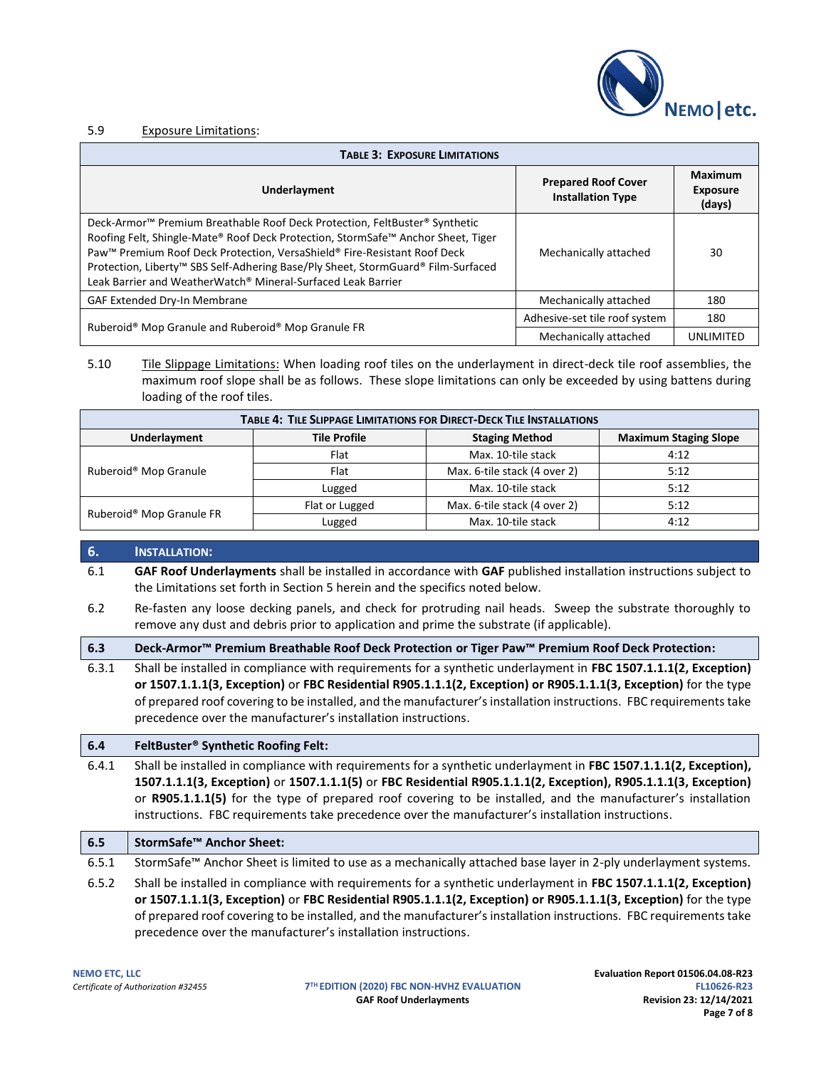5.9 Exposure Limitations:

| **TABLE 3: EXPOSURE LIMITATIONS** | | |
|---|---|---|
| **Underlayment** | **Prepared Roof Cover Installation Type** | **Maximum Exposure (days)** |
| Deck-Armor™ Premium Breathable Roof Deck Protection, FeltBuster® Synthetic Roofing Felt, Shingle-Mate® Roof Deck Protection, StormSafe™ Anchor Sheet, Tiger Paw™ Premium Roof Deck Protection, VersaShield® Fire-Resistant Roof Deck Protection, Liberty™ SBS Self-Adhering Base/Ply Sheet, StormGuard® Film-Surfaced Leak Barrier and WeatherWatch® Mineral-Surfaced Leak Barrier | Mechanically attached | 30 |
| GAF Extended Dry-In Membrane | Mechanically attached | 180 |
| Ruberoid® Mop Granule and Ruberoid® Mop Granule FR | Adhesive-set tile roof system | 180 |
| | Mechanically attached | UNLIMITED |

5.10 Tile Slippage Limitations: When loading roof tiles on the underlayment in direct-deck tile roof assemblies, the maximum roof slope shall be as follows. These slope limitations can only be exceeded by using battens during loading of the roof tiles.

| **TABLE 4: TILE SLIPPAGE LIMITATIONS FOR DIRECT-DECK TILE INSTALLATIONS** | | | |
|---|---|---|---|
| **Underlayment** | **Tile Profile** | **Staging Method** | **Maximum Staging Slope** |
| Ruberoid® Mop Granule | Flat | Max. 10-tile stack | 4:12 |
| | Flat | Max. 6-tile stack (4 over 2) | 5:12 |
| | Lugged | Max. 10-tile stack | 5:12 |
| Ruberoid® Mop Granule FR | Flat or Lugged | Max. 6-tile stack (4 over 2) | 5:12 |
| | Lugged | Max. 10-tile stack | 4:12 |

## 6. INSTALLATION:

6.1 **GAF Roof Underlayments** shall be installed in accordance with **GAF** published installation instructions subject to the Limitations set forth in Section 5 herein and the specifics noted below.

6.2 Re-fasten any loose decking panels, and check for protruding nail heads. Sweep the substrate thoroughly to remove any dust and debris prior to application and prime the substrate (if applicable).

### 6.3 Deck-Armor™ Premium Breathable Roof Deck Protection or Tiger Paw™ Premium Roof Deck Protection:

6.3.1 Shall be installed in compliance with requirements for a synthetic underlayment in **FBC 1507.1.1.1(2, Exception) or 1507.1.1.1(3, Exception)** or **FBC Residential R905.1.1.1(2, Exception) or R905.1.1.1(3, Exception)** for the type of prepared roof covering to be installed, and the manufacturer's installation instructions. FBC requirements take precedence over the manufacturer's installation instructions.

### 6.4 FeltBuster® Synthetic Roofing Felt:

6.4.1 Shall be installed in compliance with requirements for a synthetic underlayment in **FBC 1507.1.1.1(2, Exception), 1507.1.1.1(3, Exception)** or **1507.1.1.1(5)** or **FBC Residential R905.1.1.1(2, Exception), R905.1.1.1(3, Exception)** or **R905.1.1.1(5)** for the type of prepared roof covering to be installed, and the manufacturer's installation instructions. FBC requirements take precedence over the manufacturer's installation instructions.

### 6.5 StormSafe™ Anchor Sheet:

6.5.1 StormSafe™ Anchor Sheet is limited to use as a mechanically attached base layer in 2-ply underlayment systems.

6.5.2 Shall be installed in compliance with requirements for a synthetic underlayment in **FBC 1507.1.1.1(2, Exception) or 1507.1.1.1(3, Exception)** or **FBC Residential R905.1.1.1(2, Exception) or R905.1.1.1(3, Exception)** for the type of prepared roof covering to be installed, and the manufacturer's installation instructions. FBC requirements take precedence over the manufacturer's installation instructions.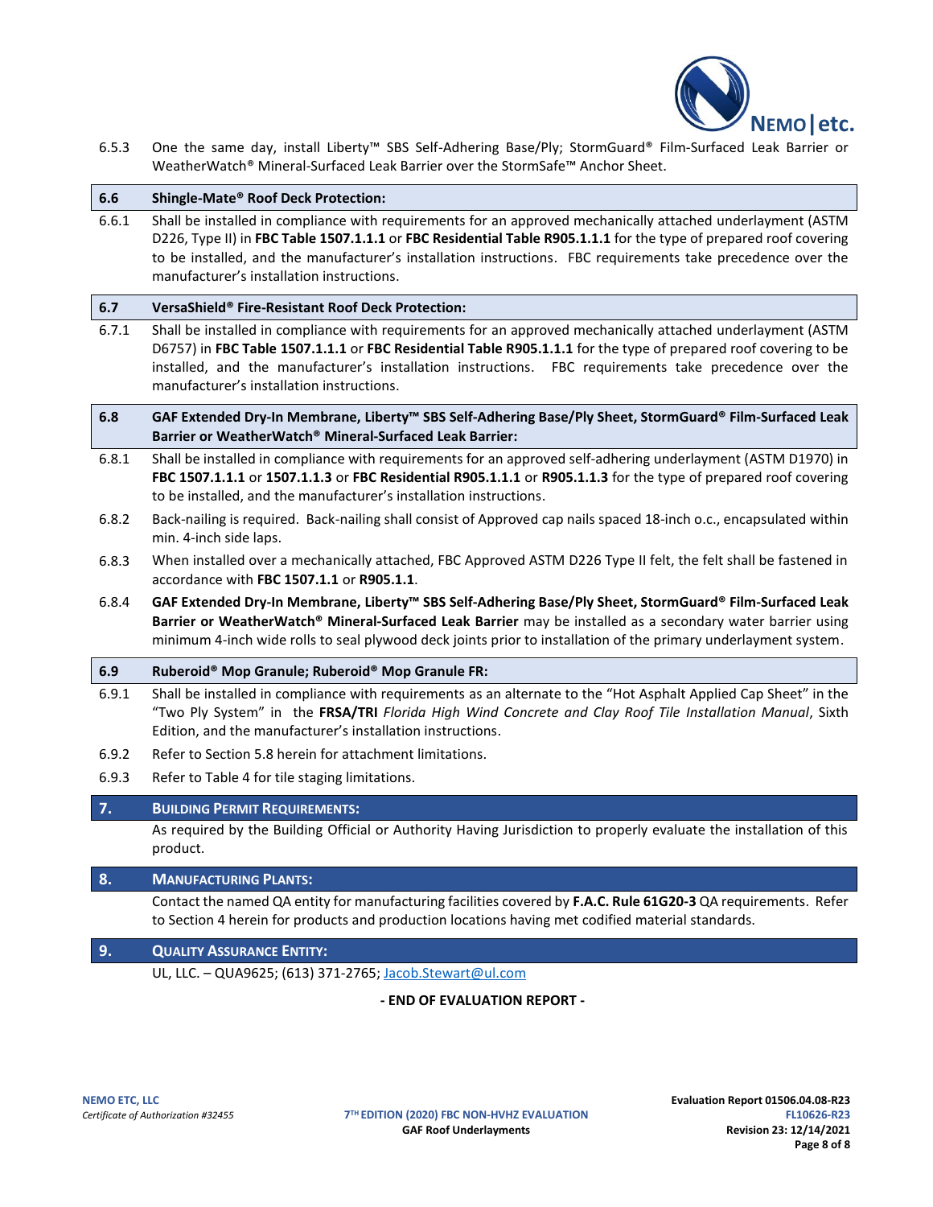6.5.3 One the same day, install Liberty™ SBS Self-Adhering Base/Ply; StormGuard® Film-Surfaced Leak Barrier or WeatherWatch® Mineral-Surfaced Leak Barrier over the StormSafe™ Anchor Sheet.

### 6.6 Shingle-Mate® Roof Deck Protection:

6.6.1 Shall be installed in compliance with requirements for an approved mechanically attached underlayment (ASTM D226, Type II) in **FBC Table 1507.1.1.1** or **FBC Residential Table R905.1.1.1** for the type of prepared roof covering to be installed, and the manufacturer's installation instructions. FBC requirements take precedence over the manufacturer's installation instructions.

### 6.7 VersaShield® Fire-Resistant Roof Deck Protection:

6.7.1 Shall be installed in compliance with requirements for an approved mechanically attached underlayment (ASTM D6757) in **FBC Table 1507.1.1.1** or **FBC Residential Table R905.1.1.1** for the type of prepared roof covering to be installed, and the manufacturer's installation instructions. FBC requirements take precedence over the manufacturer's installation instructions.

### 6.8 GAF Extended Dry-In Membrane, Liberty™ SBS Self-Adhering Base/Ply Sheet, StormGuard® Film-Surfaced Leak Barrier or WeatherWatch® Mineral-Surfaced Leak Barrier:

6.8.1 Shall be installed in compliance with requirements for an approved self-adhering underlayment (ASTM D1970) in **FBC 1507.1.1.1** or **1507.1.1.3** or **FBC Residential R905.1.1.1** or **R905.1.1.3** for the type of prepared roof covering to be installed, and the manufacturer's installation instructions.

6.8.2 Back-nailing is required. Back-nailing shall consist of Approved cap nails spaced 18-inch o.c., encapsulated within min. 4-inch side laps.

6.8.3 When installed over a mechanically attached, FBC Approved ASTM D226 Type II felt, the felt shall be fastened in accordance with **FBC 1507.1.1** or **R905.1.1**.

6.8.4 **GAF Extended Dry-In Membrane, Liberty™ SBS Self-Adhering Base/Ply Sheet, StormGuard® Film-Surfaced Leak Barrier or WeatherWatch® Mineral-Surfaced Leak Barrier** may be installed as a secondary water barrier using minimum 4-inch wide rolls to seal plywood deck joints prior to installation of the primary underlayment system.

### 6.9 Ruberoid® Mop Granule; Ruberoid® Mop Granule FR:

6.9.1 Shall be installed in compliance with requirements as an alternate to the "Hot Asphalt Applied Cap Sheet" in the "Two Ply System" in the **FRSA/TRI** *Florida High Wind Concrete and Clay Roof Tile Installation Manual*, Sixth Edition, and the manufacturer's installation instructions.

6.9.2 Refer to Section 5.8 herein for attachment limitations.

6.9.3 Refer to Table 4 for tile staging limitations.

## 7. BUILDING PERMIT REQUIREMENTS:

As required by the Building Official or Authority Having Jurisdiction to properly evaluate the installation of this product.

## 8. MANUFACTURING PLANTS:

Contact the named QA entity for manufacturing facilities covered by **F.A.C. Rule 61G20-3** QA requirements. Refer to Section 4 herein for products and production locations having met codified material standards.

## 9. QUALITY ASSURANCE ENTITY:

UL, LLC. – QUA9625; (613) 371-2765; Jacob.Stewart@ul.com

**- END OF EVALUATION REPORT -**